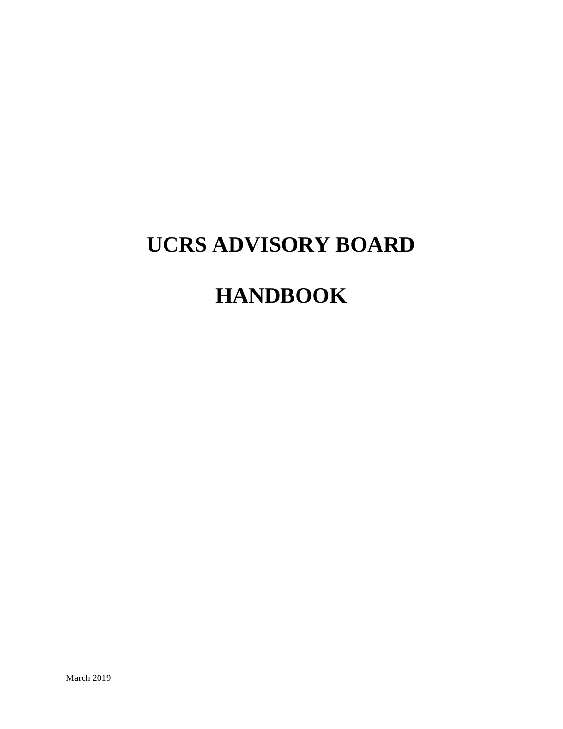# UCRS ADVISORY BOARD

# HANDBOOK

March 2019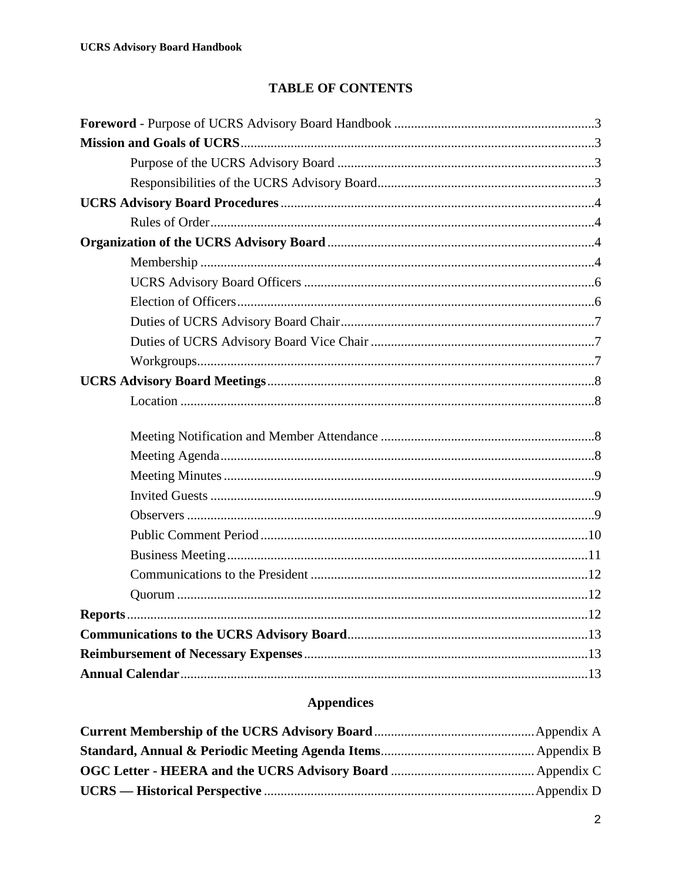## TABLE OF CONTENTS

**Foreward** - Purpose of UCRS Advisory Board Handbook ........................................................... 3

**Mission and Goals of UCRS** ........................................................................................................ 3

- Purpose of the UCRS Advisory Board ........................................................................... 3
- Responsibilities of the UCRS Advisory Board ................................................................ 3

**UCRS Advisory Board Procedures** ............................................................................................. 4

- Rules of Order ................................................................................................................. 4

**Organization of the UCRS Advisory Board** ................................................................................ 4

- Membership .................................................................................................................... 4
- UCRS Advisory Board Officers ...................................................................................... 6
- Election of Officers .......................................................................................................... 6
- Duties of UCRS Advisory Board Chair ........................................................................... 7
- Duties of UCRS Advisory Board Vice Chair .................................................................. 7
- Workgroups ..................................................................................................................... 7

**UCRS Advisory Board Meetings** ................................................................................................. 8

- Location ........................................................................................................................... 8
- Meeting Notification and Member Attendance ............................................................... 8
- Meeting Agenda ............................................................................................................... 8
- Meeting Minutes .............................................................................................................. 9
- Invited Guests .................................................................................................................. 9
- Observers ......................................................................................................................... 9
- Public Comment Period ................................................................................................. 10
- Business Meeting ........................................................................................................... 11
- Communications to the President .................................................................................. 12
- Quorum .......................................................................................................................... 12

**Reports** ......................................................................................................................................... 12

**Communications to the UCRS Advisory Board** ....................................................................... 13

**Reimbursement of Necessary Expenses** .................................................................................... 13

**Annual Calendar** ......................................................................................................................... 13

## Appendices

**Current Membership of the UCRS Advisory Board** ................................................ Appendix A

**Standard, Annual & Periodic Meeting Agenda Items** .............................................. Appendix B

**OGC Letter - HEERA and the UCRS Advisory Board** ........................................... Appendix C

**UCRS — Historical Perspective** ................................................................................ Appendix D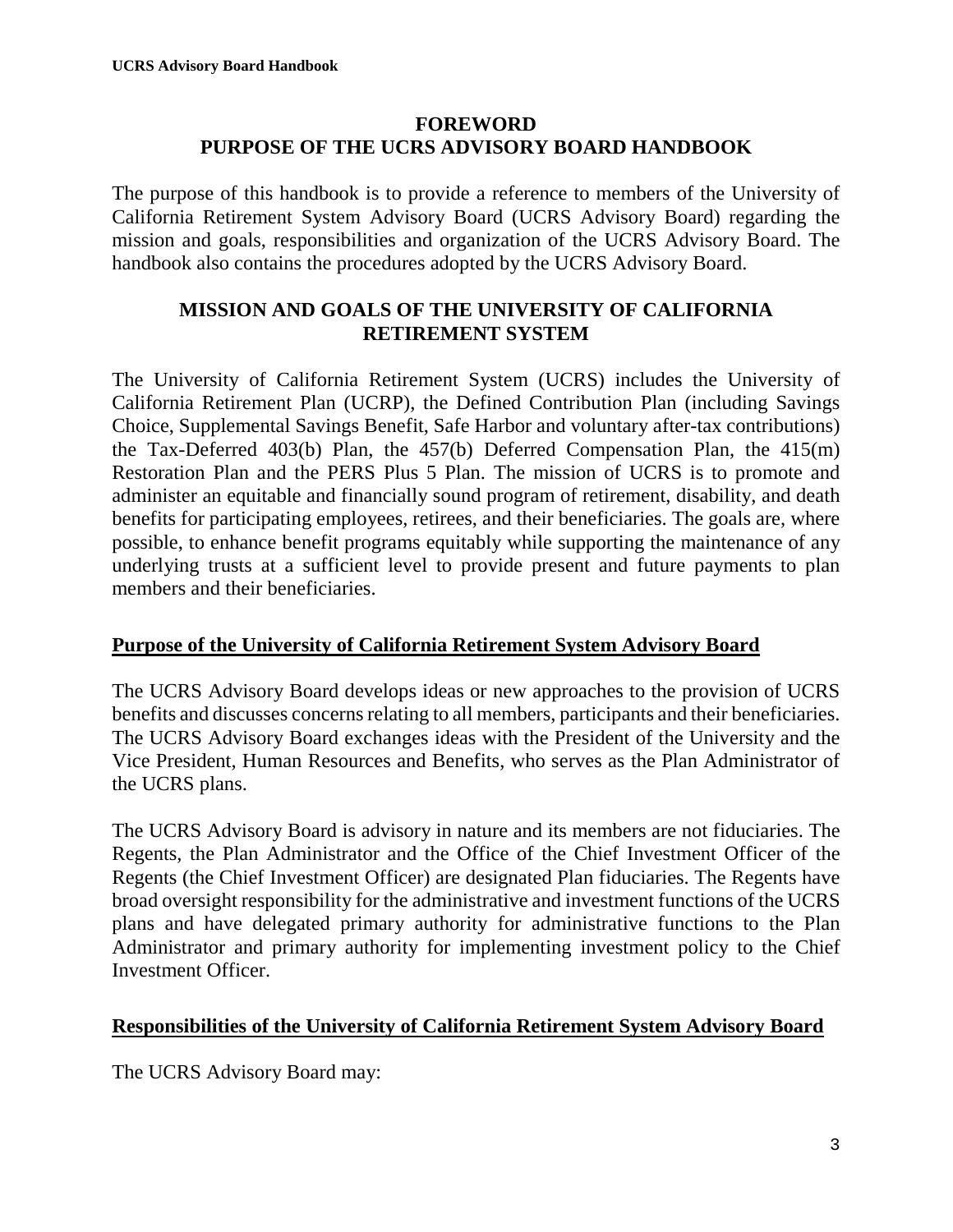# FOREWORD
# PURPOSE OF THE UCRS ADVISORY BOARD HANDBOOK

The purpose of this handbook is to provide a reference to members of the University of California Retirement System Advisory Board (UCRS Advisory Board) regarding the mission and goals, responsibilities and organization of the UCRS Advisory Board. The handbook also contains the procedures adopted by the UCRS Advisory Board.

## MISSION AND GOALS OF THE UNIVERSITY OF CALIFORNIA RETIREMENT SYSTEM

The University of California Retirement System (UCRS) includes the University of California Retirement Plan (UCRP), the Defined Contribution Plan (including Savings Choice, Supplemental Savings Benefit, Safe Harbor and voluntary after-tax contributions) the Tax-Deferred 403(b) Plan, the 457(b) Deferred Compensation Plan, the 415(m) Restoration Plan and the PERS Plus 5 Plan. The mission of UCRS is to promote and administer an equitable and financially sound program of retirement, disability, and death benefits for participating employees, retirees, and their beneficiaries. The goals are, where possible, to enhance benefit programs equitably while supporting the maintenance of any underlying trusts at a sufficient level to provide present and future payments to plan members and their beneficiaries.

## Purpose of the University of California Retirement System Advisory Board

The UCRS Advisory Board develops ideas or new approaches to the provision of UCRS benefits and discusses concerns relating to all members, participants and their beneficiaries. The UCRS Advisory Board exchanges ideas with the President of the University and the Vice President, Human Resources and Benefits, who serves as the Plan Administrator of the UCRS plans.

The UCRS Advisory Board is advisory in nature and its members are not fiduciaries. The Regents, the Plan Administrator and the Office of the Chief Investment Officer of the Regents (the Chief Investment Officer) are designated Plan fiduciaries. The Regents have broad oversight responsibility for the administrative and investment functions of the UCRS plans and have delegated primary authority for administrative functions to the Plan Administrator and primary authority for implementing investment policy to the Chief Investment Officer.

## Responsibilities of the University of California Retirement System Advisory Board

The UCRS Advisory Board may: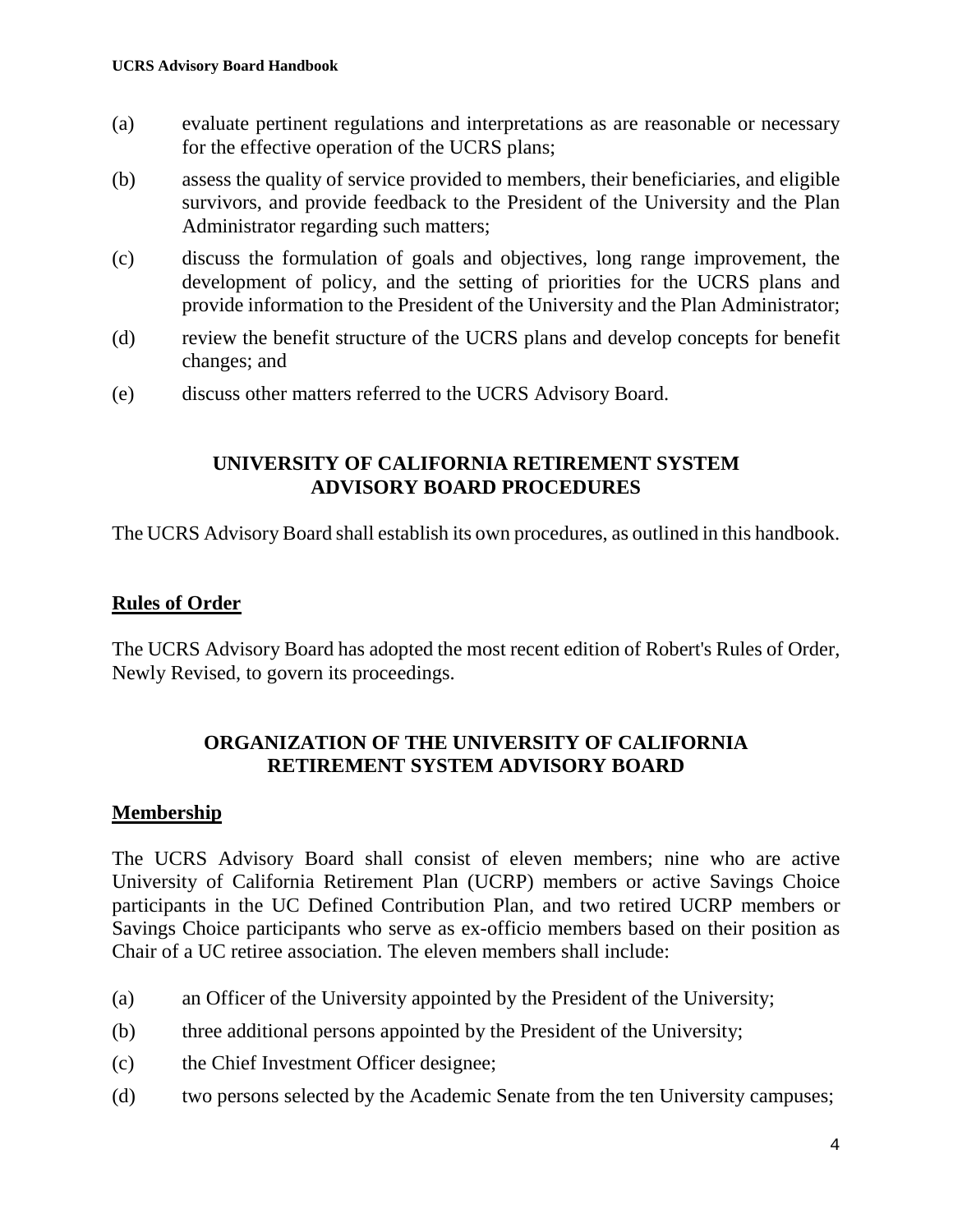(a) evaluate pertinent regulations and interpretations as are reasonable or necessary for the effective operation of the UCRS plans;

(b) assess the quality of service provided to members, their beneficiaries, and eligible survivors, and provide feedback to the President of the University and the Plan Administrator regarding such matters;

(c) discuss the formulation of goals and objectives, long range improvement, the development of policy, and the setting of priorities for the UCRS plans and provide information to the President of the University and the Plan Administrator;

(d) review the benefit structure of the UCRS plans and develop concepts for benefit changes; and

(e) discuss other matters referred to the UCRS Advisory Board.

## UNIVERSITY OF CALIFORNIA RETIREMENT SYSTEM ADVISORY BOARD PROCEDURES

The UCRS Advisory Board shall establish its own procedures, as outlined in this handbook.

### Rules of Order

The UCRS Advisory Board has adopted the most recent edition of Robert's Rules of Order, Newly Revised, to govern its proceedings.

## ORGANIZATION OF THE UNIVERSITY OF CALIFORNIA RETIREMENT SYSTEM ADVISORY BOARD

### Membership

The UCRS Advisory Board shall consist of eleven members; nine who are active University of California Retirement Plan (UCRP) members or active Savings Choice participants in the UC Defined Contribution Plan, and two retired UCRP members or Savings Choice participants who serve as ex-officio members based on their position as Chair of a UC retiree association. The eleven members shall include:

(a) an Officer of the University appointed by the President of the University;

(b) three additional persons appointed by the President of the University;

(c) the Chief Investment Officer designee;

(d) two persons selected by the Academic Senate from the ten University campuses;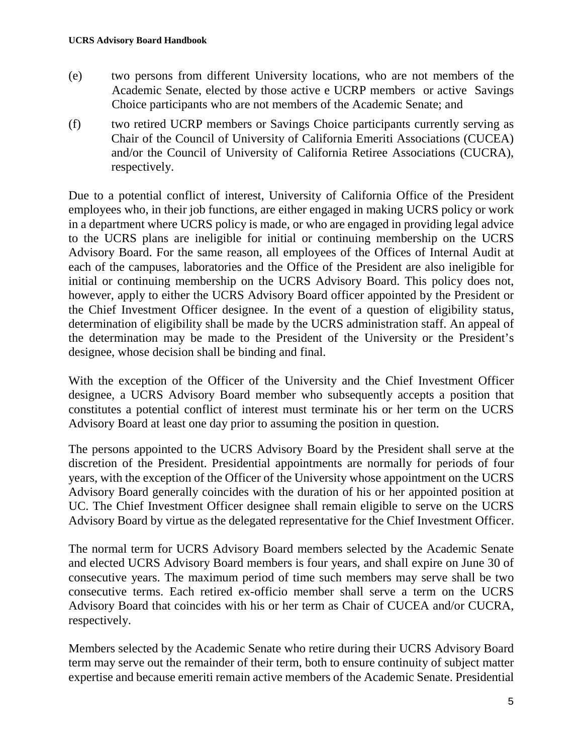(e) two persons from different University locations, who are not members of the Academic Senate, elected by those active e UCRP members or active Savings Choice participants who are not members of the Academic Senate; and

(f) two retired UCRP members or Savings Choice participants currently serving as Chair of the Council of University of California Emeriti Associations (CUCEA) and/or the Council of University of California Retiree Associations (CUCRA), respectively.

Due to a potential conflict of interest, University of California Office of the President employees who, in their job functions, are either engaged in making UCRS policy or work in a department where UCRS policy is made, or who are engaged in providing legal advice to the UCRS plans are ineligible for initial or continuing membership on the UCRS Advisory Board. For the same reason, all employees of the Offices of Internal Audit at each of the campuses, laboratories and the Office of the President are also ineligible for initial or continuing membership on the UCRS Advisory Board. This policy does not, however, apply to either the UCRS Advisory Board officer appointed by the President or the Chief Investment Officer designee. In the event of a question of eligibility status, determination of eligibility shall be made by the UCRS administration staff. An appeal of the determination may be made to the President of the University or the President's designee, whose decision shall be binding and final.

With the exception of the Officer of the University and the Chief Investment Officer designee, a UCRS Advisory Board member who subsequently accepts a position that constitutes a potential conflict of interest must terminate his or her term on the UCRS Advisory Board at least one day prior to assuming the position in question.

The persons appointed to the UCRS Advisory Board by the President shall serve at the discretion of the President. Presidential appointments are normally for periods of four years, with the exception of the Officer of the University whose appointment on the UCRS Advisory Board generally coincides with the duration of his or her appointed position at UC. The Chief Investment Officer designee shall remain eligible to serve on the UCRS Advisory Board by virtue as the delegated representative for the Chief Investment Officer.

The normal term for UCRS Advisory Board members selected by the Academic Senate and elected UCRS Advisory Board members is four years, and shall expire on June 30 of consecutive years. The maximum period of time such members may serve shall be two consecutive terms. Each retired ex-officio member shall serve a term on the UCRS Advisory Board that coincides with his or her term as Chair of CUCEA and/or CUCRA, respectively.

Members selected by the Academic Senate who retire during their UCRS Advisory Board term may serve out the remainder of their term, both to ensure continuity of subject matter expertise and because emeriti remain active members of the Academic Senate. Presidential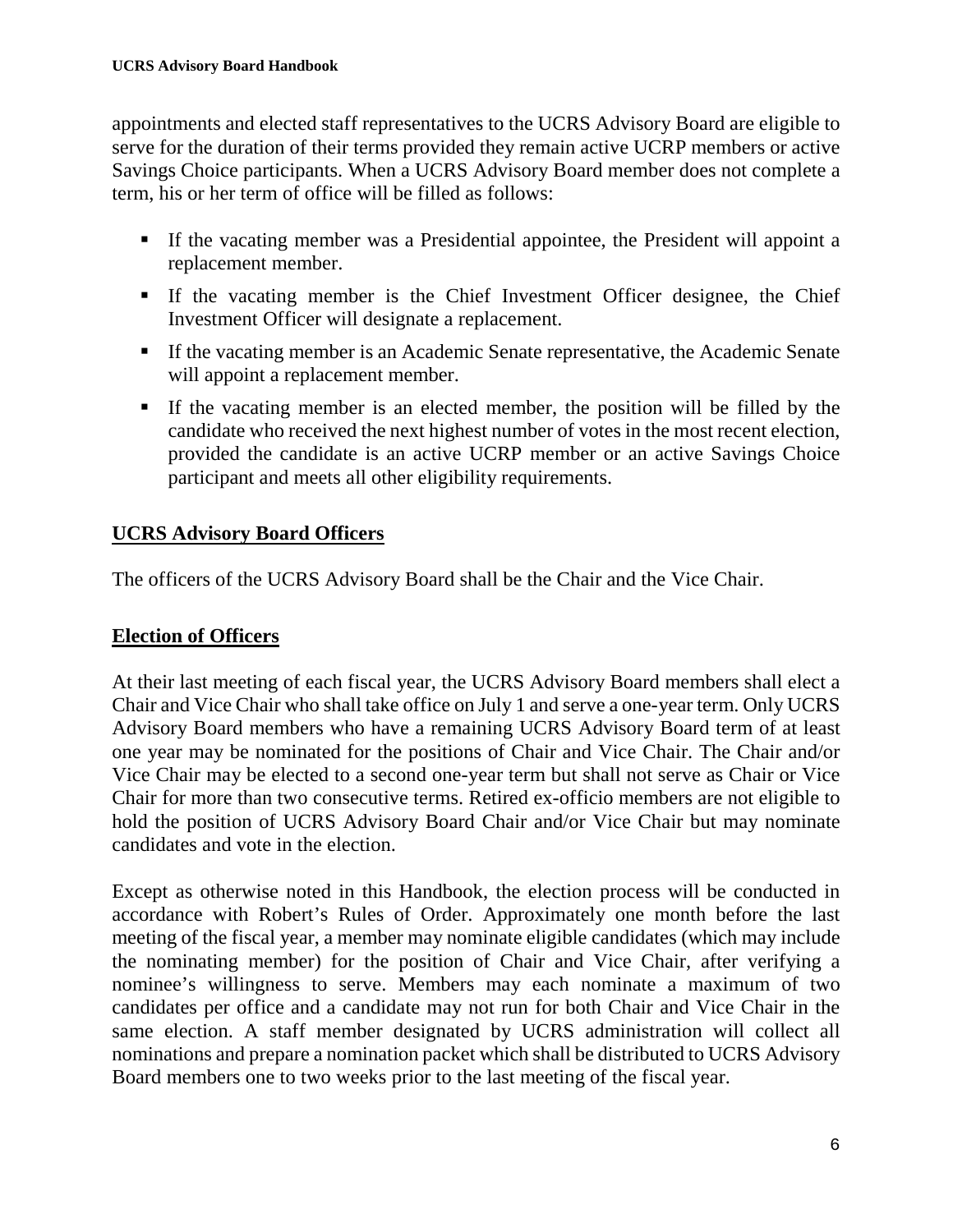appointments and elected staff representatives to the UCRS Advisory Board are eligible to serve for the duration of their terms provided they remain active UCRP members or active Savings Choice participants. When a UCRS Advisory Board member does not complete a term, his or her term of office will be filled as follows:

- If the vacating member was a Presidential appointee, the President will appoint a replacement member.
- If the vacating member is the Chief Investment Officer designee, the Chief Investment Officer will designate a replacement.
- If the vacating member is an Academic Senate representative, the Academic Senate will appoint a replacement member.
- If the vacating member is an elected member, the position will be filled by the candidate who received the next highest number of votes in the most recent election, provided the candidate is an active UCRP member or an active Savings Choice participant and meets all other eligibility requirements.

## UCRS Advisory Board Officers

The officers of the UCRS Advisory Board shall be the Chair and the Vice Chair.

## Election of Officers

At their last meeting of each fiscal year, the UCRS Advisory Board members shall elect a Chair and Vice Chair who shall take office on July 1 and serve a one-year term. Only UCRS Advisory Board members who have a remaining UCRS Advisory Board term of at least one year may be nominated for the positions of Chair and Vice Chair. The Chair and/or Vice Chair may be elected to a second one-year term but shall not serve as Chair or Vice Chair for more than two consecutive terms. Retired ex-officio members are not eligible to hold the position of UCRS Advisory Board Chair and/or Vice Chair but may nominate candidates and vote in the election.

Except as otherwise noted in this Handbook, the election process will be conducted in accordance with Robert's Rules of Order. Approximately one month before the last meeting of the fiscal year, a member may nominate eligible candidates (which may include the nominating member) for the position of Chair and Vice Chair, after verifying a nominee's willingness to serve. Members may each nominate a maximum of two candidates per office and a candidate may not run for both Chair and Vice Chair in the same election. A staff member designated by UCRS administration will collect all nominations and prepare a nomination packet which shall be distributed to UCRS Advisory Board members one to two weeks prior to the last meeting of the fiscal year.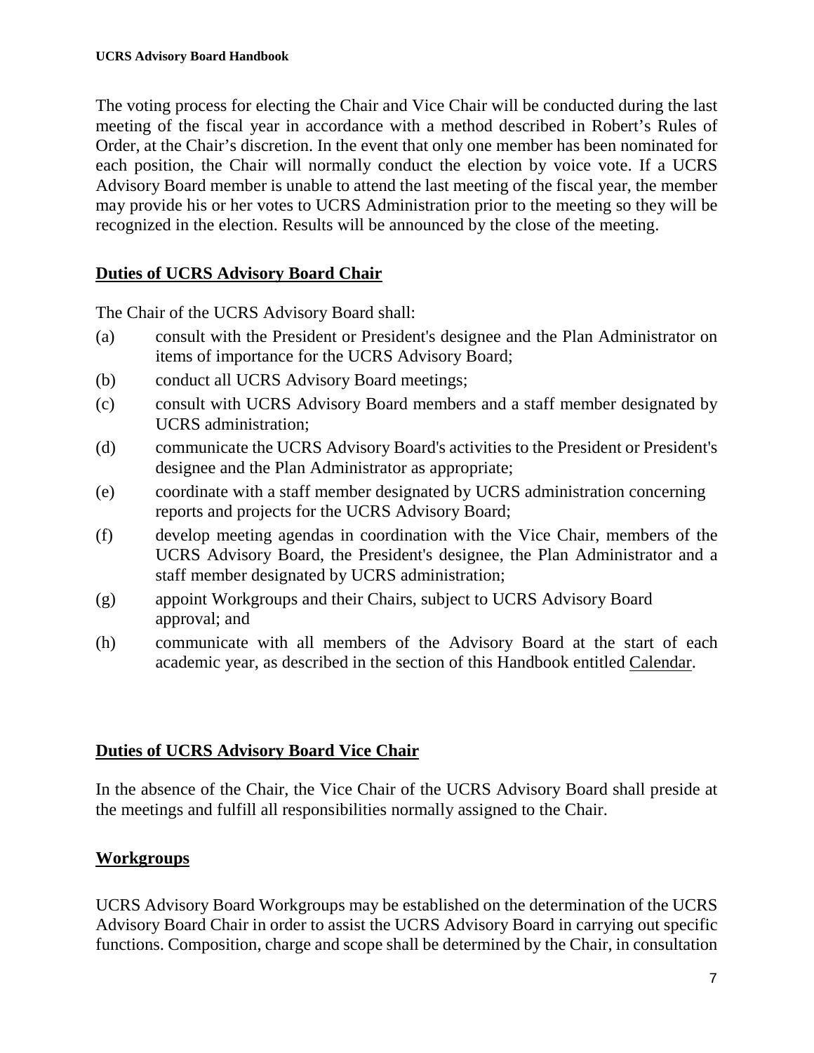The voting process for electing the Chair and Vice Chair will be conducted during the last meeting of the fiscal year in accordance with a method described in Robert's Rules of Order, at the Chair's discretion. In the event that only one member has been nominated for each position, the Chair will normally conduct the election by voice vote. If a UCRS Advisory Board member is unable to attend the last meeting of the fiscal year, the member may provide his or her votes to UCRS Administration prior to the meeting so they will be recognized in the election. Results will be announced by the close of the meeting.

## Duties of UCRS Advisory Board Chair

The Chair of the UCRS Advisory Board shall:

(a) consult with the President or President's designee and the Plan Administrator on items of importance for the UCRS Advisory Board;

(b) conduct all UCRS Advisory Board meetings;

(c) consult with UCRS Advisory Board members and a staff member designated by UCRS administration;

(d) communicate the UCRS Advisory Board's activities to the President or President's designee and the Plan Administrator as appropriate;

(e) coordinate with a staff member designated by UCRS administration concerning reports and projects for the UCRS Advisory Board;

(f) develop meeting agendas in coordination with the Vice Chair, members of the UCRS Advisory Board, the President's designee, the Plan Administrator and a staff member designated by UCRS administration;

(g) appoint Workgroups and their Chairs, subject to UCRS Advisory Board approval; and

(h) communicate with all members of the Advisory Board at the start of each academic year, as described in the section of this Handbook entitled Calendar.

## Duties of UCRS Advisory Board Vice Chair

In the absence of the Chair, the Vice Chair of the UCRS Advisory Board shall preside at the meetings and fulfill all responsibilities normally assigned to the Chair.

## Workgroups

UCRS Advisory Board Workgroups may be established on the determination of the UCRS Advisory Board Chair in order to assist the UCRS Advisory Board in carrying out specific functions. Composition, charge and scope shall be determined by the Chair, in consultation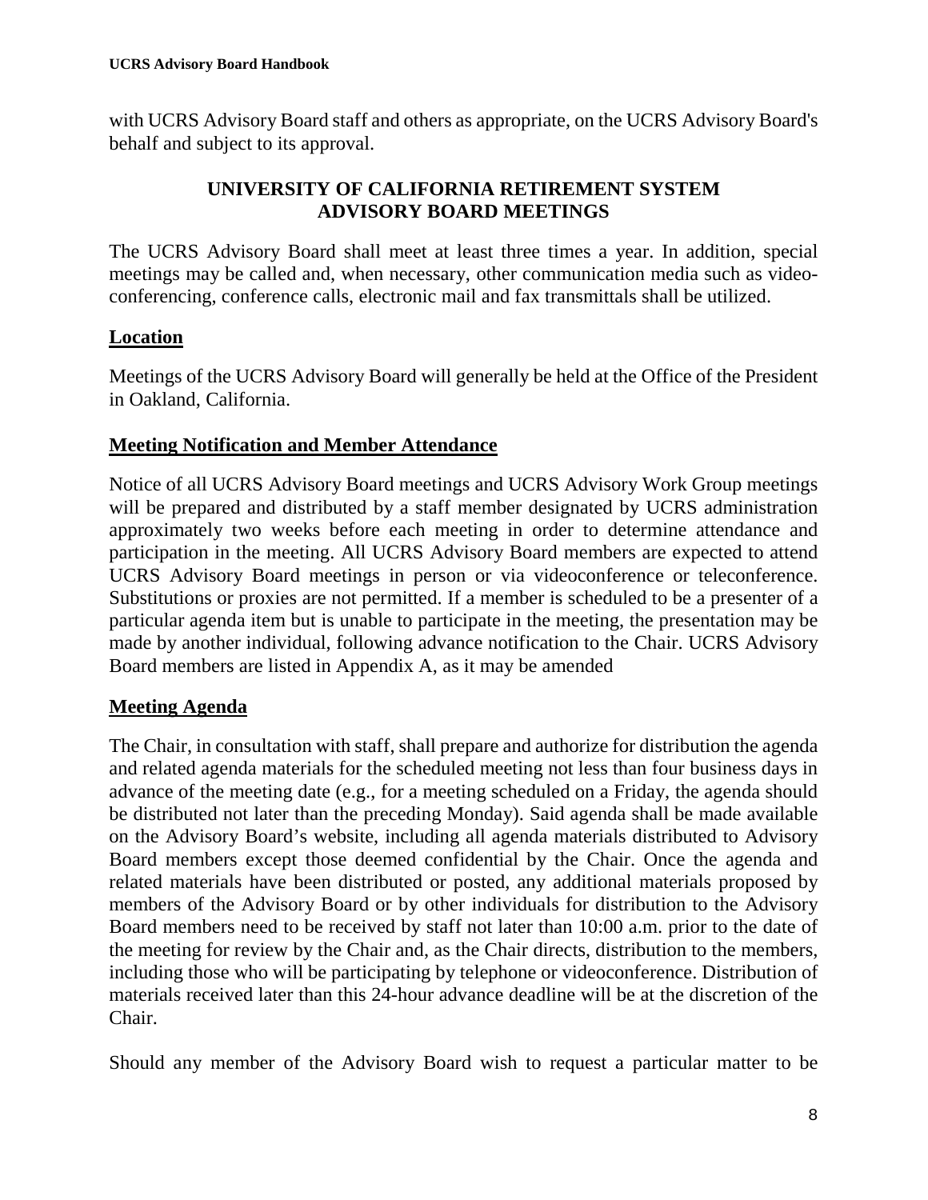with UCRS Advisory Board staff and others as appropriate, on the UCRS Advisory Board's behalf and subject to its approval.

## UNIVERSITY OF CALIFORNIA RETIREMENT SYSTEM ADVISORY BOARD MEETINGS

The UCRS Advisory Board shall meet at least three times a year. In addition, special meetings may be called and, when necessary, other communication media such as video-conferencing, conference calls, electronic mail and fax transmittals shall be utilized.

### Location

Meetings of the UCRS Advisory Board will generally be held at the Office of the President in Oakland, California.

### Meeting Notification and Member Attendance

Notice of all UCRS Advisory Board meetings and UCRS Advisory Work Group meetings will be prepared and distributed by a staff member designated by UCRS administration approximately two weeks before each meeting in order to determine attendance and participation in the meeting. All UCRS Advisory Board members are expected to attend UCRS Advisory Board meetings in person or via videoconference or teleconference. Substitutions or proxies are not permitted. If a member is scheduled to be a presenter of a particular agenda item but is unable to participate in the meeting, the presentation may be made by another individual, following advance notification to the Chair. UCRS Advisory Board members are listed in Appendix A, as it may be amended

### Meeting Agenda

The Chair, in consultation with staff, shall prepare and authorize for distribution the agenda and related agenda materials for the scheduled meeting not less than four business days in advance of the meeting date (e.g., for a meeting scheduled on a Friday, the agenda should be distributed not later than the preceding Monday). Said agenda shall be made available on the Advisory Board's website, including all agenda materials distributed to Advisory Board members except those deemed confidential by the Chair. Once the agenda and related materials have been distributed or posted, any additional materials proposed by members of the Advisory Board or by other individuals for distribution to the Advisory Board members need to be received by staff not later than 10:00 a.m. prior to the date of the meeting for review by the Chair and, as the Chair directs, distribution to the members, including those who will be participating by telephone or videoconference. Distribution of materials received later than this 24-hour advance deadline will be at the discretion of the Chair.

Should any member of the Advisory Board wish to request a particular matter to be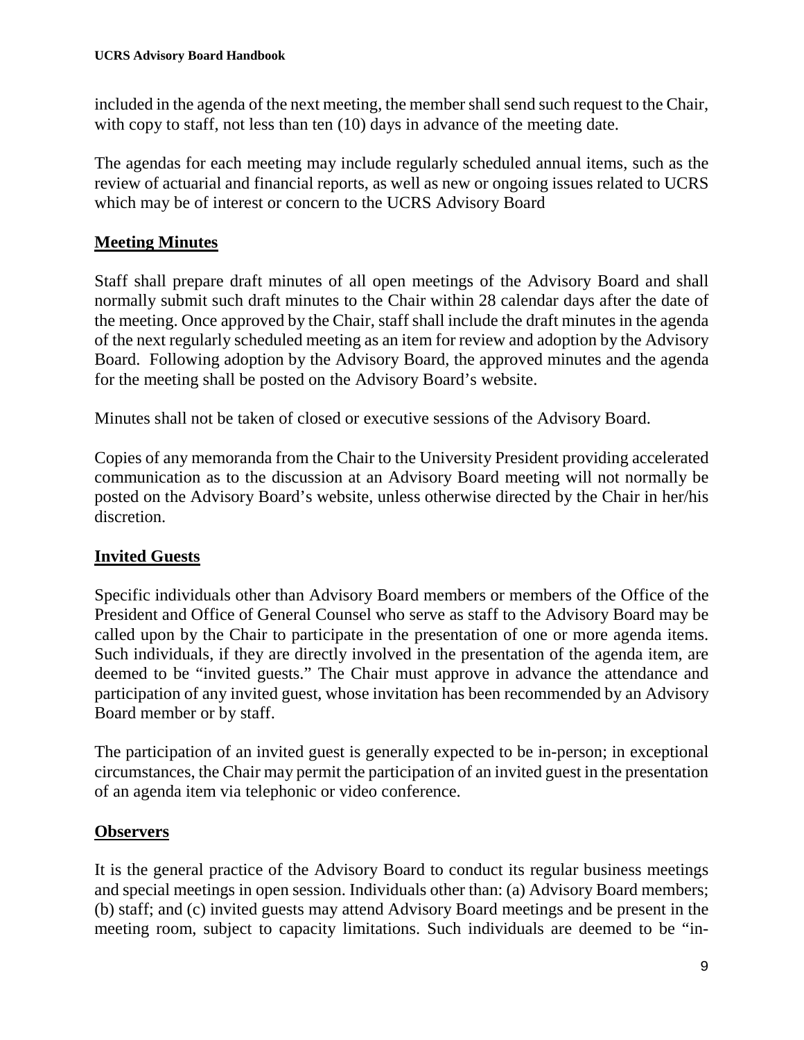included in the agenda of the next meeting, the member shall send such request to the Chair, with copy to staff, not less than ten (10) days in advance of the meeting date.

The agendas for each meeting may include regularly scheduled annual items, such as the review of actuarial and financial reports, as well as new or ongoing issues related to UCRS which may be of interest or concern to the UCRS Advisory Board

## Meeting Minutes

Staff shall prepare draft minutes of all open meetings of the Advisory Board and shall normally submit such draft minutes to the Chair within 28 calendar days after the date of the meeting. Once approved by the Chair, staff shall include the draft minutes in the agenda of the next regularly scheduled meeting as an item for review and adoption by the Advisory Board. Following adoption by the Advisory Board, the approved minutes and the agenda for the meeting shall be posted on the Advisory Board's website.

Minutes shall not be taken of closed or executive sessions of the Advisory Board.

Copies of any memoranda from the Chair to the University President providing accelerated communication as to the discussion at an Advisory Board meeting will not normally be posted on the Advisory Board's website, unless otherwise directed by the Chair in her/his discretion.

## Invited Guests

Specific individuals other than Advisory Board members or members of the Office of the President and Office of General Counsel who serve as staff to the Advisory Board may be called upon by the Chair to participate in the presentation of one or more agenda items. Such individuals, if they are directly involved in the presentation of the agenda item, are deemed to be "invited guests." The Chair must approve in advance the attendance and participation of any invited guest, whose invitation has been recommended by an Advisory Board member or by staff.

The participation of an invited guest is generally expected to be in-person; in exceptional circumstances, the Chair may permit the participation of an invited guest in the presentation of an agenda item via telephonic or video conference.

## Observers

It is the general practice of the Advisory Board to conduct its regular business meetings and special meetings in open session. Individuals other than: (a) Advisory Board members; (b) staff; and (c) invited guests may attend Advisory Board meetings and be present in the meeting room, subject to capacity limitations. Such individuals are deemed to be "in-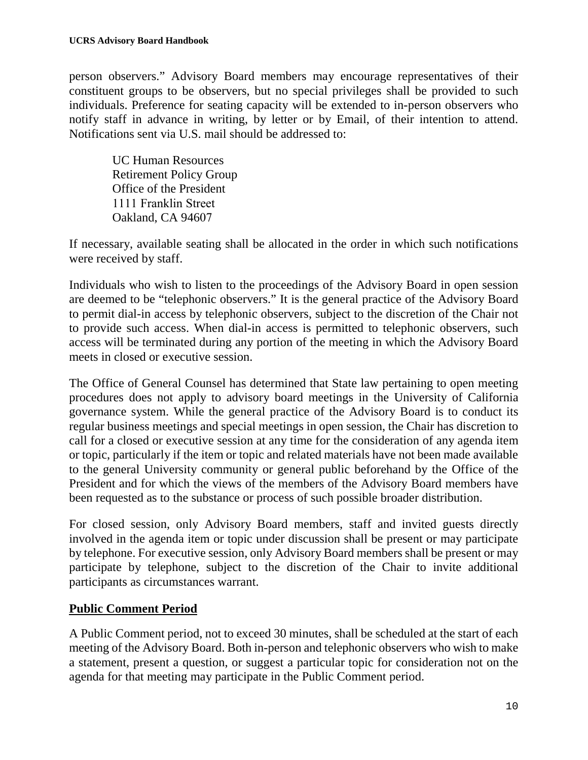person observers." Advisory Board members may encourage representatives of their constituent groups to be observers, but no special privileges shall be provided to such individuals. Preference for seating capacity will be extended to in-person observers who notify staff in advance in writing, by letter or by Email, of their intention to attend. Notifications sent via U.S. mail should be addressed to:

> UC Human Resources
> Retirement Policy Group
> Office of the President
> 1111 Franklin Street
> Oakland, CA 94607

If necessary, available seating shall be allocated in the order in which such notifications were received by staff.

Individuals who wish to listen to the proceedings of the Advisory Board in open session are deemed to be "telephonic observers." It is the general practice of the Advisory Board to permit dial-in access by telephonic observers, subject to the discretion of the Chair not to provide such access. When dial-in access is permitted to telephonic observers, such access will be terminated during any portion of the meeting in which the Advisory Board meets in closed or executive session.

The Office of General Counsel has determined that State law pertaining to open meeting procedures does not apply to advisory board meetings in the University of California governance system. While the general practice of the Advisory Board is to conduct its regular business meetings and special meetings in open session, the Chair has discretion to call for a closed or executive session at any time for the consideration of any agenda item or topic, particularly if the item or topic and related materials have not been made available to the general University community or general public beforehand by the Office of the President and for which the views of the members of the Advisory Board members have been requested as to the substance or process of such possible broader distribution.

For closed session, only Advisory Board members, staff and invited guests directly involved in the agenda item or topic under discussion shall be present or may participate by telephone. For executive session, only Advisory Board members shall be present or may participate by telephone, subject to the discretion of the Chair to invite additional participants as circumstances warrant.

## Public Comment Period

A Public Comment period, not to exceed 30 minutes, shall be scheduled at the start of each meeting of the Advisory Board. Both in-person and telephonic observers who wish to make a statement, present a question, or suggest a particular topic for consideration not on the agenda for that meeting may participate in the Public Comment period.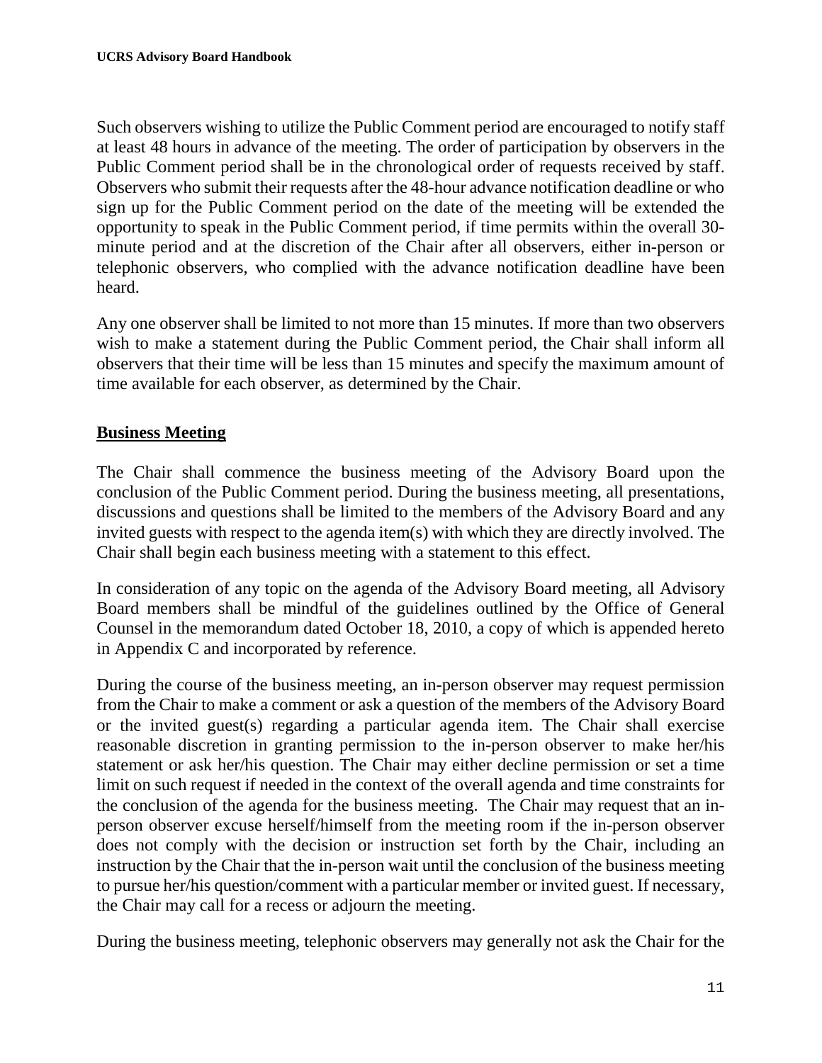Such observers wishing to utilize the Public Comment period are encouraged to notify staff at least 48 hours in advance of the meeting. The order of participation by observers in the Public Comment period shall be in the chronological order of requests received by staff. Observers who submit their requests after the 48-hour advance notification deadline or who sign up for the Public Comment period on the date of the meeting will be extended the opportunity to speak in the Public Comment period, if time permits within the overall 30-minute period and at the discretion of the Chair after all observers, either in-person or telephonic observers, who complied with the advance notification deadline have been heard.

Any one observer shall be limited to not more than 15 minutes. If more than two observers wish to make a statement during the Public Comment period, the Chair shall inform all observers that their time will be less than 15 minutes and specify the maximum amount of time available for each observer, as determined by the Chair.

## Business Meeting

The Chair shall commence the business meeting of the Advisory Board upon the conclusion of the Public Comment period. During the business meeting, all presentations, discussions and questions shall be limited to the members of the Advisory Board and any invited guests with respect to the agenda item(s) with which they are directly involved. The Chair shall begin each business meeting with a statement to this effect.

In consideration of any topic on the agenda of the Advisory Board meeting, all Advisory Board members shall be mindful of the guidelines outlined by the Office of General Counsel in the memorandum dated October 18, 2010, a copy of which is appended hereto in Appendix C and incorporated by reference.

During the course of the business meeting, an in-person observer may request permission from the Chair to make a comment or ask a question of the members of the Advisory Board or the invited guest(s) regarding a particular agenda item. The Chair shall exercise reasonable discretion in granting permission to the in-person observer to make her/his statement or ask her/his question. The Chair may either decline permission or set a time limit on such request if needed in the context of the overall agenda and time constraints for the conclusion of the agenda for the business meeting. The Chair may request that an in-person observer excuse herself/himself from the meeting room if the in-person observer does not comply with the decision or instruction set forth by the Chair, including an instruction by the Chair that the in-person wait until the conclusion of the business meeting to pursue her/his question/comment with a particular member or invited guest. If necessary, the Chair may call for a recess or adjourn the meeting.

During the business meeting, telephonic observers may generally not ask the Chair for the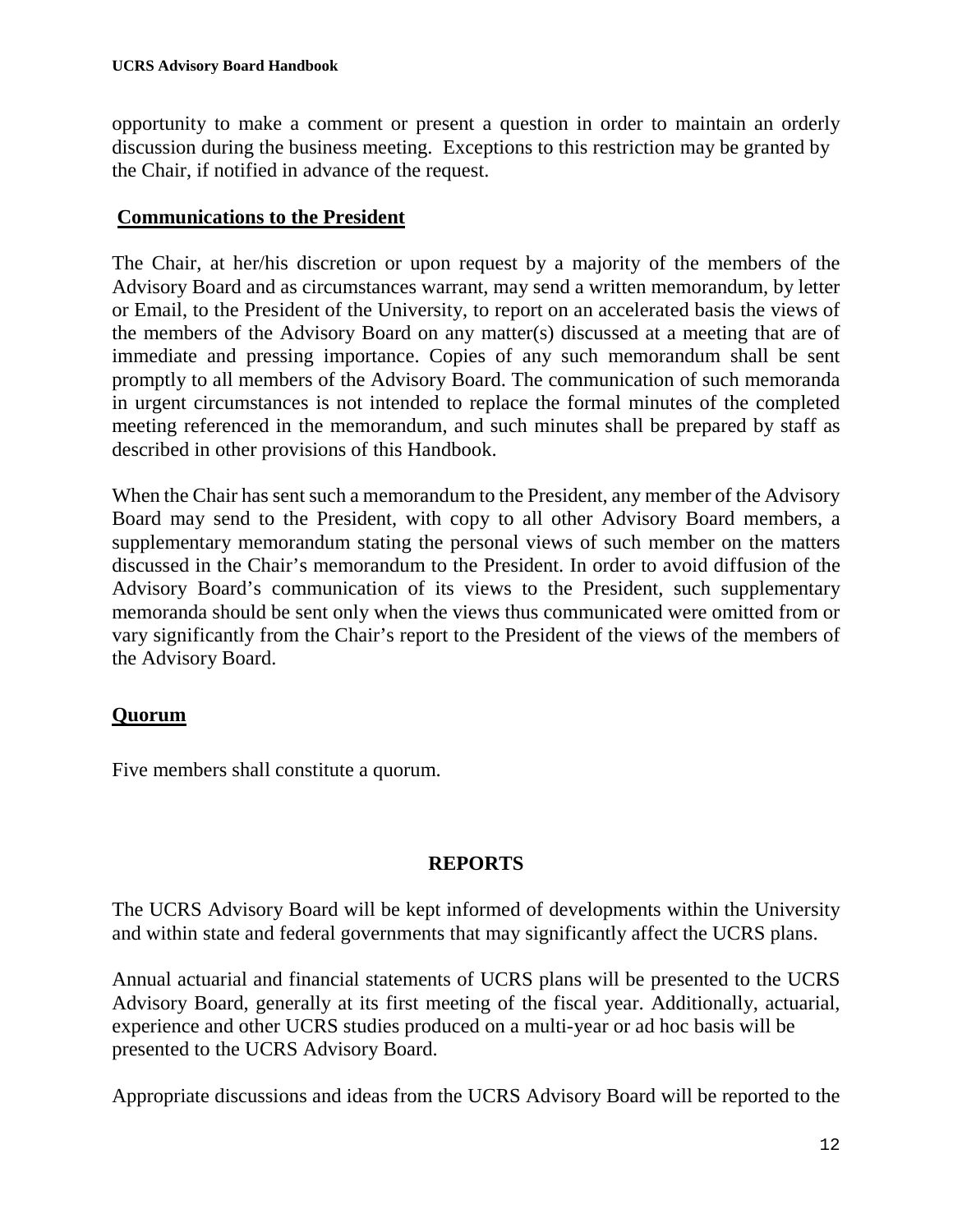opportunity to make a comment or present a question in order to maintain an orderly discussion during the business meeting. Exceptions to this restriction may be granted by the Chair, if notified in advance of the request.

## Communications to the President

The Chair, at her/his discretion or upon request by a majority of the members of the Advisory Board and as circumstances warrant, may send a written memorandum, by letter or Email, to the President of the University, to report on an accelerated basis the views of the members of the Advisory Board on any matter(s) discussed at a meeting that are of immediate and pressing importance. Copies of any such memorandum shall be sent promptly to all members of the Advisory Board. The communication of such memoranda in urgent circumstances is not intended to replace the formal minutes of the completed meeting referenced in the memorandum, and such minutes shall be prepared by staff as described in other provisions of this Handbook.

When the Chair has sent such a memorandum to the President, any member of the Advisory Board may send to the President, with copy to all other Advisory Board members, a supplementary memorandum stating the personal views of such member on the matters discussed in the Chair's memorandum to the President. In order to avoid diffusion of the Advisory Board's communication of its views to the President, such supplementary memoranda should be sent only when the views thus communicated were omitted from or vary significantly from the Chair's report to the President of the views of the members of the Advisory Board.

## Quorum

Five members shall constitute a quorum.

# REPORTS

The UCRS Advisory Board will be kept informed of developments within the University and within state and federal governments that may significantly affect the UCRS plans.

Annual actuarial and financial statements of UCRS plans will be presented to the UCRS Advisory Board, generally at its first meeting of the fiscal year. Additionally, actuarial, experience and other UCRS studies produced on a multi-year or ad hoc basis will be presented to the UCRS Advisory Board.

Appropriate discussions and ideas from the UCRS Advisory Board will be reported to the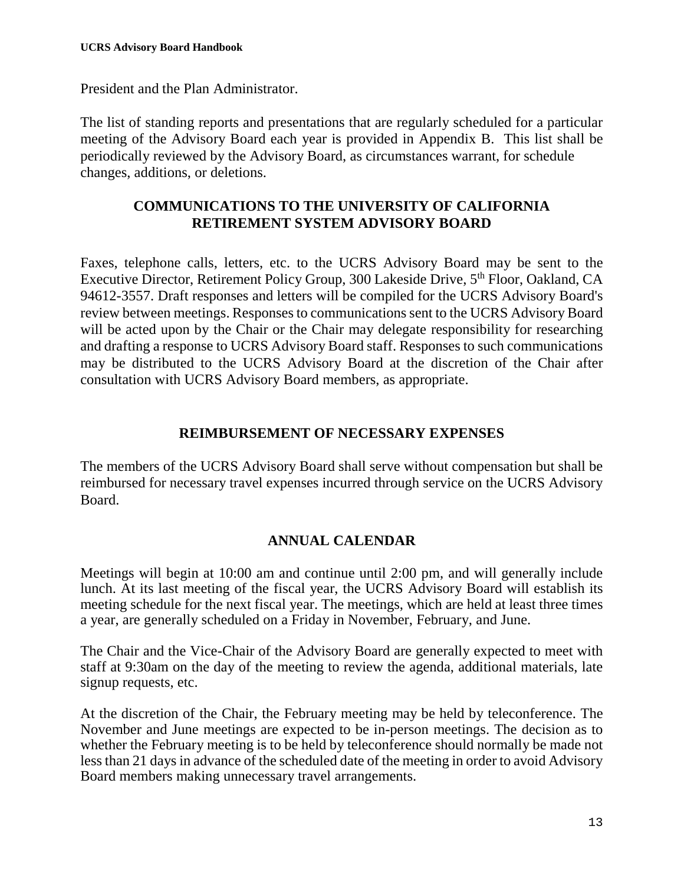President and the Plan Administrator.

The list of standing reports and presentations that are regularly scheduled for a particular meeting of the Advisory Board each year is provided in Appendix B. This list shall be periodically reviewed by the Advisory Board, as circumstances warrant, for schedule changes, additions, or deletions.

## COMMUNICATIONS TO THE UNIVERSITY OF CALIFORNIA RETIREMENT SYSTEM ADVISORY BOARD

Faxes, telephone calls, letters, etc. to the UCRS Advisory Board may be sent to the Executive Director, Retirement Policy Group, 300 Lakeside Drive, 5th Floor, Oakland, CA 94612-3557. Draft responses and letters will be compiled for the UCRS Advisory Board's review between meetings. Responses to communications sent to the UCRS Advisory Board will be acted upon by the Chair or the Chair may delegate responsibility for researching and drafting a response to UCRS Advisory Board staff. Responses to such communications may be distributed to the UCRS Advisory Board at the discretion of the Chair after consultation with UCRS Advisory Board members, as appropriate.

## REIMBURSEMENT OF NECESSARY EXPENSES

The members of the UCRS Advisory Board shall serve without compensation but shall be reimbursed for necessary travel expenses incurred through service on the UCRS Advisory Board.

## ANNUAL CALENDAR

Meetings will begin at 10:00 am and continue until 2:00 pm, and will generally include lunch. At its last meeting of the fiscal year, the UCRS Advisory Board will establish its meeting schedule for the next fiscal year. The meetings, which are held at least three times a year, are generally scheduled on a Friday in November, February, and June.

The Chair and the Vice-Chair of the Advisory Board are generally expected to meet with staff at 9:30am on the day of the meeting to review the agenda, additional materials, late signup requests, etc.

At the discretion of the Chair, the February meeting may be held by teleconference. The November and June meetings are expected to be in-person meetings. The decision as to whether the February meeting is to be held by teleconference should normally be made not less than 21 days in advance of the scheduled date of the meeting in order to avoid Advisory Board members making unnecessary travel arrangements.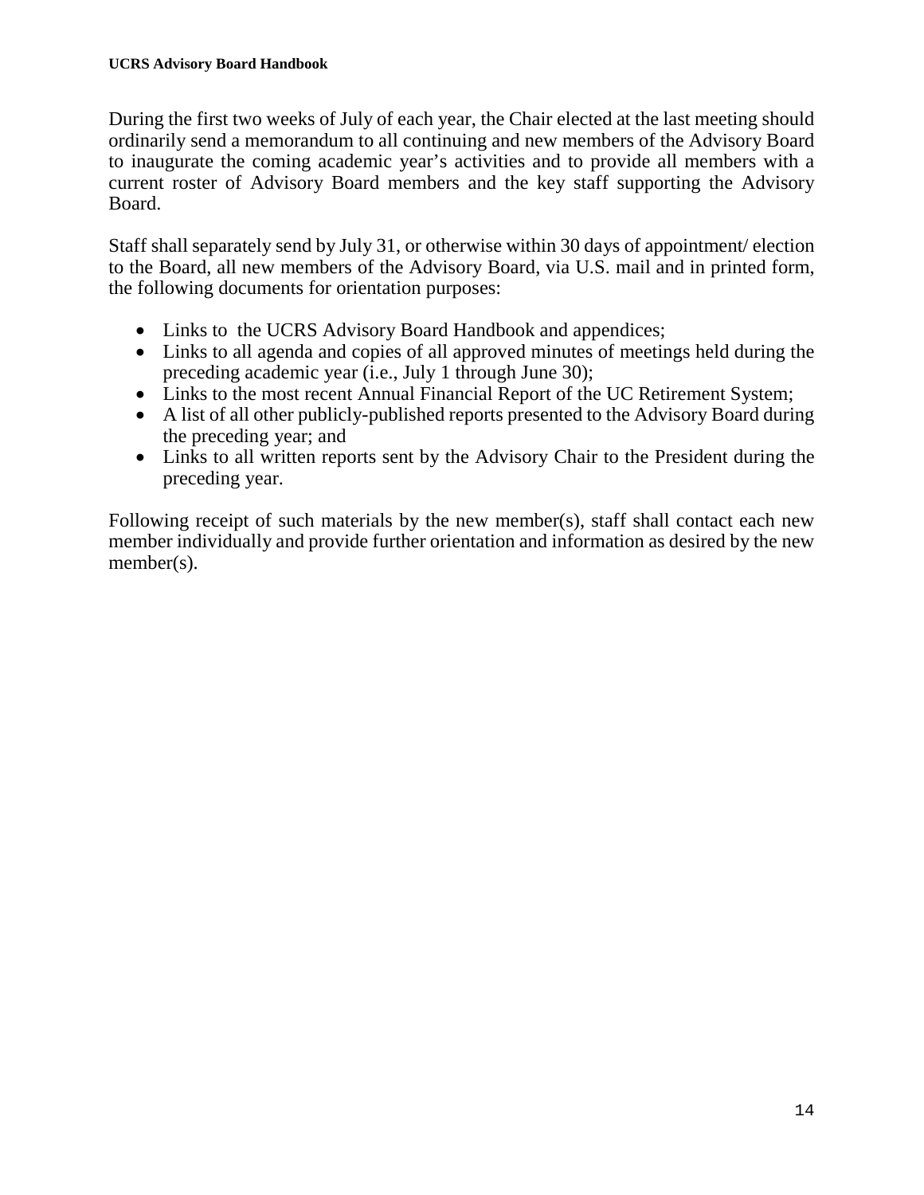During the first two weeks of July of each year, the Chair elected at the last meeting should ordinarily send a memorandum to all continuing and new members of the Advisory Board to inaugurate the coming academic year's activities and to provide all members with a current roster of Advisory Board members and the key staff supporting the Advisory Board.

Staff shall separately send by July 31, or otherwise within 30 days of appointment/ election to the Board, all new members of the Advisory Board, via U.S. mail and in printed form, the following documents for orientation purposes:

- Links to the UCRS Advisory Board Handbook and appendices;
- Links to all agenda and copies of all approved minutes of meetings held during the preceding academic year (i.e., July 1 through June 30);
- Links to the most recent Annual Financial Report of the UC Retirement System;
- A list of all other publicly-published reports presented to the Advisory Board during the preceding year; and
- Links to all written reports sent by the Advisory Chair to the President during the preceding year.

Following receipt of such materials by the new member(s), staff shall contact each new member individually and provide further orientation and information as desired by the new member(s).